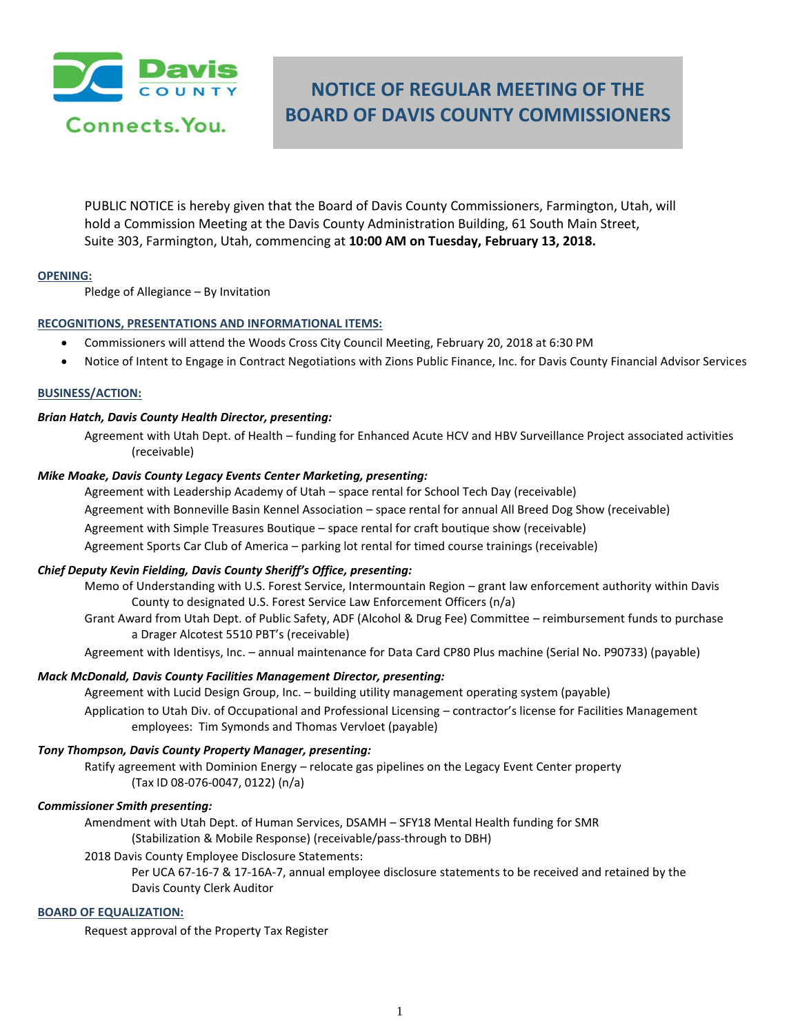# NOTICE OF REGULAR MEETING OF THE BOARD OF DAVIS COUNTY COMMISSIONERS

PUBLIC NOTICE is hereby given that the Board of Davis County Commissioners, Farmington, Utah, will hold a Commission Meeting at the Davis County Administration Building, 61 South Main Street, Suite 303, Farmington, Utah, commencing at **10:00 AM on Tuesday, February 13, 2018.**

## OPENING:

Pledge of Allegiance – By Invitation

## RECOGNITIONS, PRESENTATIONS AND INFORMATIONAL ITEMS:

- Commissioners will attend the Woods Cross City Council Meeting, February 20, 2018 at 6:30 PM
- Notice of Intent to Engage in Contract Negotiations with Zions Public Finance, Inc. for Davis County Financial Advisor Services

## BUSINESS/ACTION:

***Brian Hatch, Davis County Health Director, presenting:***

Agreement with Utah Dept. of Health – funding for Enhanced Acute HCV and HBV Surveillance Project associated activities (receivable)

***Mike Moake, Davis County Legacy Events Center Marketing, presenting:***

Agreement with Leadership Academy of Utah – space rental for School Tech Day (receivable)

Agreement with Bonneville Basin Kennel Association – space rental for annual All Breed Dog Show (receivable)

Agreement with Simple Treasures Boutique – space rental for craft boutique show (receivable)

Agreement Sports Car Club of America – parking lot rental for timed course trainings (receivable)

***Chief Deputy Kevin Fielding, Davis County Sheriff's Office, presenting:***

Memo of Understanding with U.S. Forest Service, Intermountain Region – grant law enforcement authority within Davis County to designated U.S. Forest Service Law Enforcement Officers (n/a)

Grant Award from Utah Dept. of Public Safety, ADF (Alcohol & Drug Fee) Committee – reimbursement funds to purchase a Drager Alcotest 5510 PBT's (receivable)

Agreement with Identisys, Inc. – annual maintenance for Data Card CP80 Plus machine (Serial No. P90733) (payable)

***Mack McDonald, Davis County Facilities Management Director, presenting:***

Agreement with Lucid Design Group, Inc. – building utility management operating system (payable)

Application to Utah Div. of Occupational and Professional Licensing – contractor's license for Facilities Management employees: Tim Symonds and Thomas Vervloet (payable)

***Tony Thompson, Davis County Property Manager, presenting:***

Ratify agreement with Dominion Energy – relocate gas pipelines on the Legacy Event Center property (Tax ID 08-076-0047, 0122) (n/a)

***Commissioner Smith presenting:***

Amendment with Utah Dept. of Human Services, DSAMH – SFY18 Mental Health funding for SMR (Stabilization & Mobile Response) (receivable/pass-through to DBH)

2018 Davis County Employee Disclosure Statements:

Per UCA 67-16-7 & 17-16A-7, annual employee disclosure statements to be received and retained by the Davis County Clerk Auditor

## BOARD OF EQUALIZATION:

Request approval of the Property Tax Register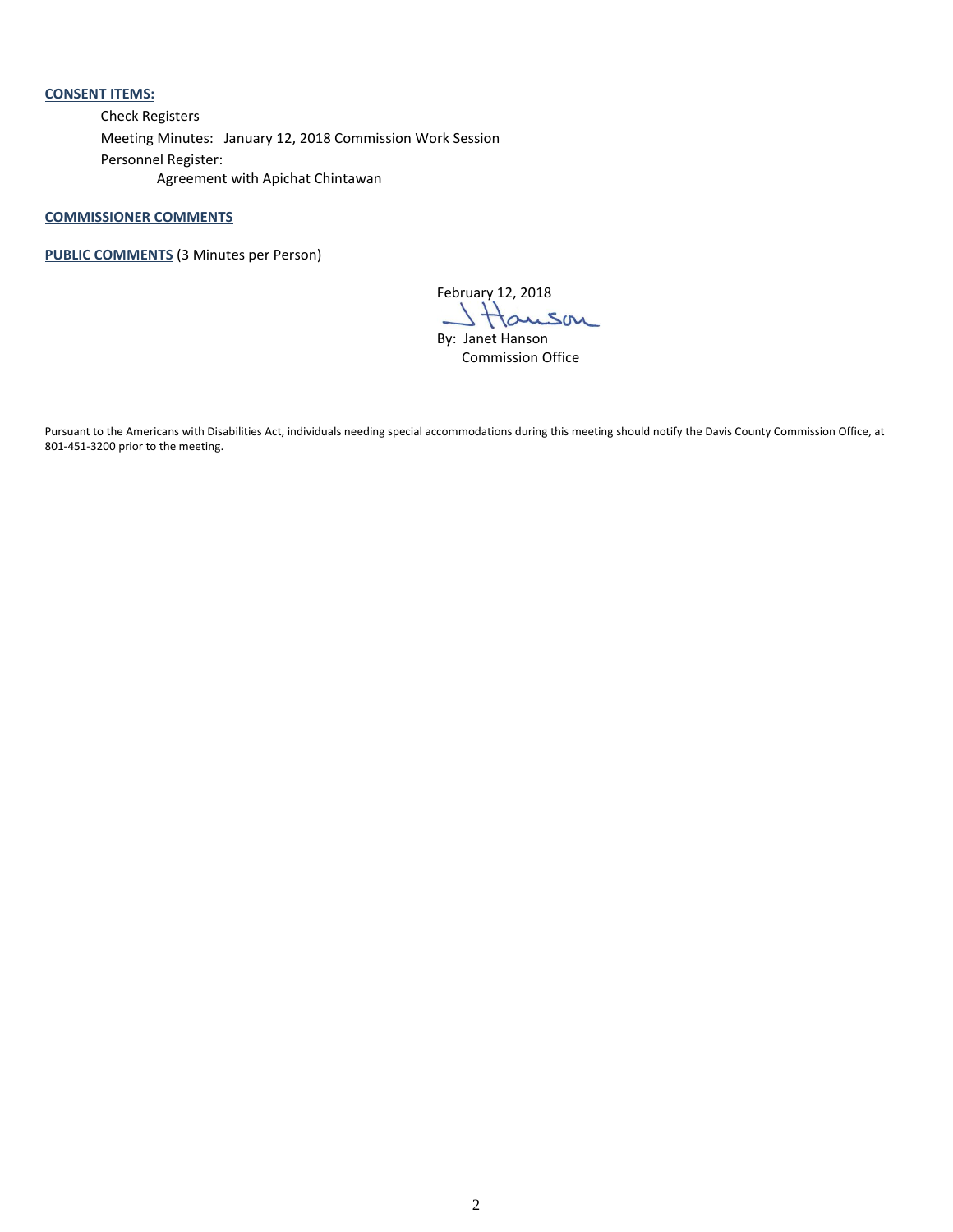**CONSENT ITEMS:**

Check Registers

Meeting Minutes: January 12, 2018 Commission Work Session

Personnel Register:

Agreement with Apichat Chintawan

**COMMISSIONER COMMENTS**

**PUBLIC COMMENTS** (3 Minutes per Person)

February 12, 2018

J Hanson

By: Janet Hanson
Commission Office

Pursuant to the Americans with Disabilities Act, individuals needing special accommodations during this meeting should notify the Davis County Commission Office, at 801-451-3200 prior to the meeting.